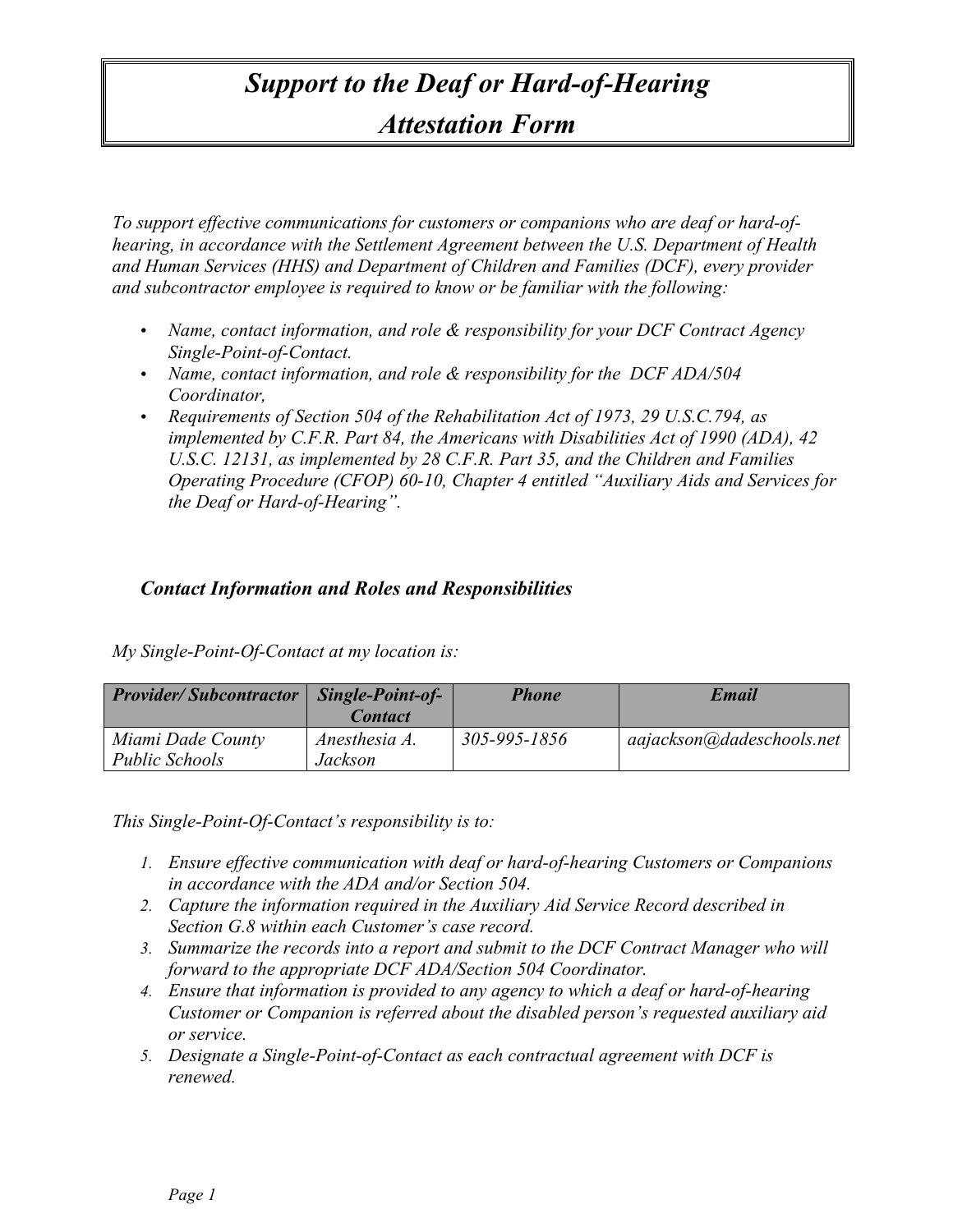# *Support to the Deaf or Hard-of-Hearing Attestation Form*

*To support effective communications for customers or companions who are deaf or hard-of-hearing, in accordance with the Settlement Agreement between the U.S. Department of Health and Human Services (HHS) and Department of Children and Families (DCF), every provider and subcontractor employee is required to know or be familiar with the following:*

- *Name, contact information, and role & responsibility for your DCF Contract Agency Single-Point-of-Contact.*
- *Name, contact information, and role & responsibility for the DCF ADA/504 Coordinator,*
- *Requirements of Section 504 of the Rehabilitation Act of 1973, 29 U.S.C.794, as implemented by C.F.R. Part 84, the Americans with Disabilities Act of 1990 (ADA), 42 U.S.C. 12131, as implemented by 28 C.F.R. Part 35, and the Children and Families Operating Procedure (CFOP) 60-10, Chapter 4 entitled "Auxiliary Aids and Services for the Deaf or Hard-of-Hearing".*

## *Contact Information and Roles and Responsibilities*

*My Single-Point-Of-Contact at my location is:*

| ***Provider/ Subcontractor*** | ***Single-Point-of-Contact*** | ***Phone*** | ***Email*** |
|---|---|---|---|
| *Miami Dade County Public Schools* | *Anesthesia A. Jackson* | *305-995-1856* | *aajackson@dadeschools.net* |

*This Single-Point-Of-Contact's responsibility is to:*

1. *Ensure effective communication with deaf or hard-of-hearing Customers or Companions in accordance with the ADA and/or Section 504.*
2. *Capture the information required in the Auxiliary Aid Service Record described in Section G.8 within each Customer's case record.*
3. *Summarize the records into a report and submit to the DCF Contract Manager who will forward to the appropriate DCF ADA/Section 504 Coordinator.*
4. *Ensure that information is provided to any agency to which a deaf or hard-of-hearing Customer or Companion is referred about the disabled person's requested auxiliary aid or service.*
5. *Designate a Single-Point-of-Contact as each contractual agreement with DCF is renewed.*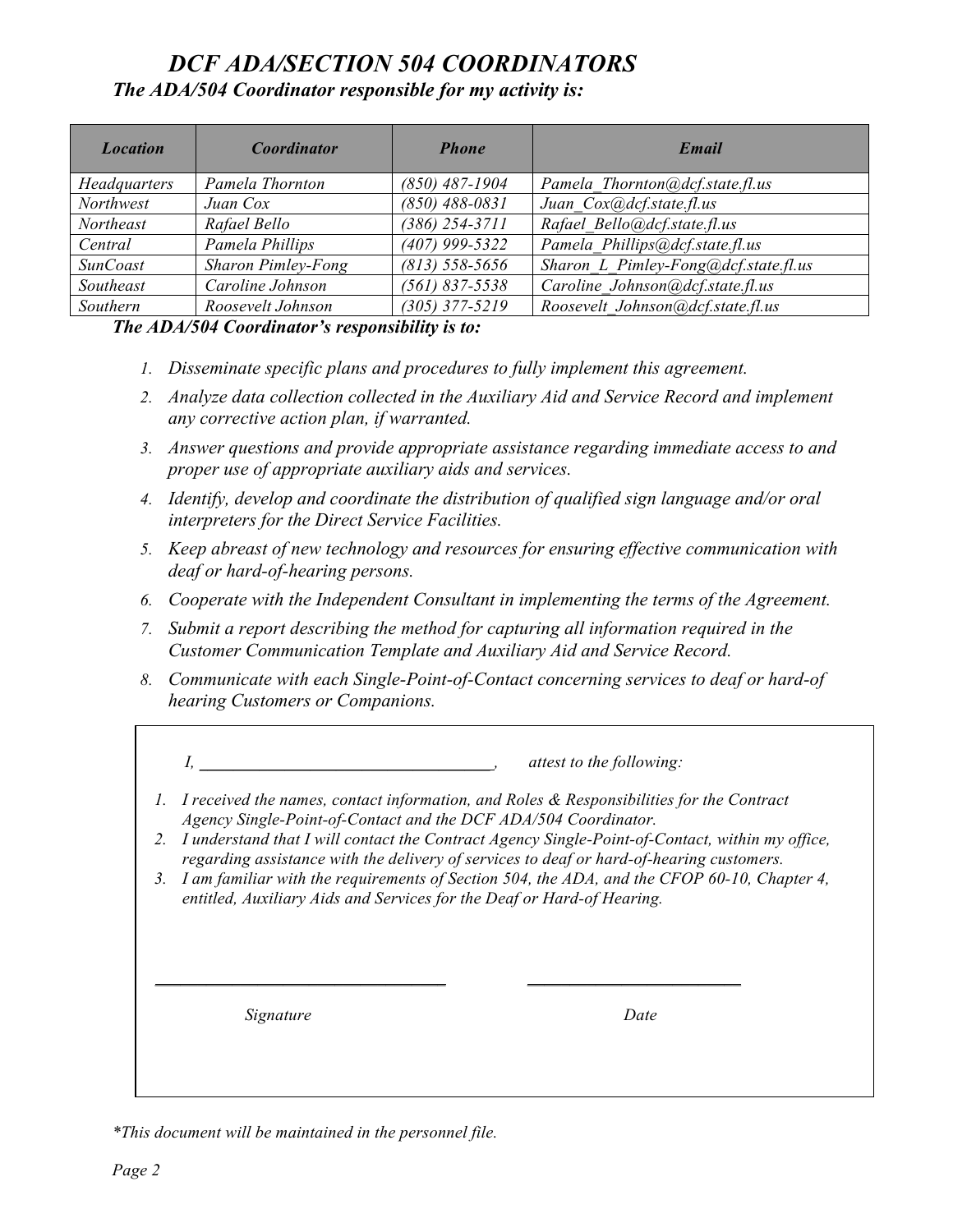# *DCF ADA/SECTION 504 COORDINATORS*

***The ADA/504 Coordinator responsible for my activity is:***

| *Location* | *Coordinator* | *Phone* | *Email* |
|---|---|---|---|
| *Headquarters* | *Pamela Thornton* | *(850) 487-1904* | *Pamela_Thornton@dcf.state.fl.us* |
| *Northwest* | *Juan Cox* | *(850) 488-0831* | *Juan_Cox@dcf.state.fl.us* |
| *Northeast* | *Rafael Bello* | *(386) 254-3711* | *Rafael_Bello@dcf.state.fl.us* |
| *Central* | *Pamela Phillips* | *(407) 999-5322* | *Pamela_Phillips@dcf.state.fl.us* |
| *SunCoast* | *Sharon Pimley-Fong* | *(813) 558-5656* | *Sharon_L_Pimley-Fong@dcf.state.fl.us* |
| *Southeast* | *Caroline Johnson* | *(561) 837-5538* | *Caroline_Johnson@dcf.state.fl.us* |
| *Southern* | *Roosevelt Johnson* | *(305) 377-5219* | *Roosevelt_Johnson@dcf.state.fl.us* |

***The ADA/504 Coordinator's responsibility is to:***

1. *Disseminate specific plans and procedures to fully implement this agreement.*
2. *Analyze data collection collected in the Auxiliary Aid and Service Record and implement any corrective action plan, if warranted.*
3. *Answer questions and provide appropriate assistance regarding immediate access to and proper use of appropriate auxiliary aids and services.*
4. *Identify, develop and coordinate the distribution of qualified sign language and/or oral interpreters for the Direct Service Facilities.*
5. *Keep abreast of new technology and resources for ensuring effective communication with deaf or hard-of-hearing persons.*
6. *Cooperate with the Independent Consultant in implementing the terms of the Agreement.*
7. *Submit a report describing the method for capturing all information required in the Customer Communication Template and Auxiliary Aid and Service Record.*
8. *Communicate with each Single-Point-of-Contact concerning services to deaf or hard-of hearing Customers or Companions.*

*I, ________________________________, attest to the following:*

1. *I received the names, contact information, and Roles & Responsibilities for the Contract Agency Single-Point-of-Contact and the DCF ADA/504 Coordinator.*
2. *I understand that I will contact the Contract Agency Single-Point-of-Contact, within my office, regarding assistance with the delivery of services to deaf or hard-of-hearing customers.*
3. *I am familiar with the requirements of Section 504, the ADA, and the CFOP 60-10, Chapter 4, entitled, Auxiliary Aids and Services for the Deaf or Hard-of Hearing.*

________________________________ ________________________

*Signature* *Date*

*\*This document will be maintained in the personnel file.*